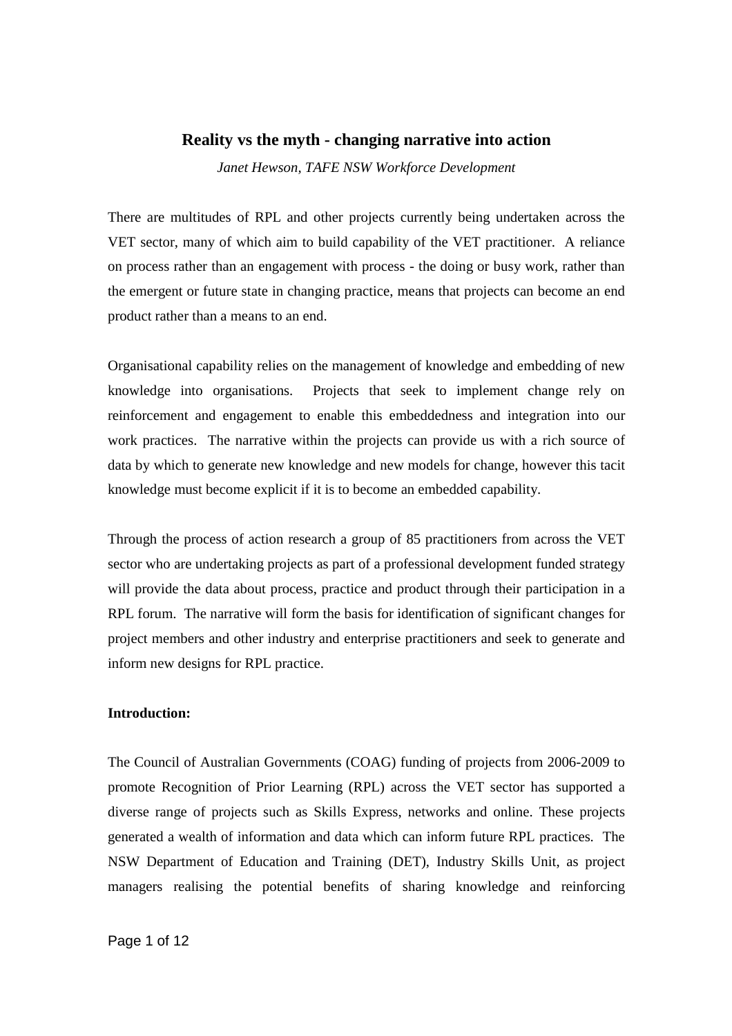# Reality vs the myth - changing narrative into action

*Janet Hewson, TAFE NSW Workforce Development*

There are multitudes of RPL and other projects currently being undertaken across the VET sector, many of which aim to build capability of the VET practitioner. A reliance on process rather than an engagement with process - the doing or busy work, rather than the emergent or future state in changing practice, means that projects can become an end product rather than a means to an end.

Organisational capability relies on the management of knowledge and embedding of new knowledge into organisations. Projects that seek to implement change rely on reinforcement and engagement to enable this embeddedness and integration into our work practices. The narrative within the projects can provide us with a rich source of data by which to generate new knowledge and new models for change, however this tacit knowledge must become explicit if it is to become an embedded capability.

Through the process of action research a group of 85 practitioners from across the VET sector who are undertaking projects as part of a professional development funded strategy will provide the data about process, practice and product through their participation in a RPL forum. The narrative will form the basis for identification of significant changes for project members and other industry and enterprise practitioners and seek to generate and inform new designs for RPL practice.

**Introduction:**

The Council of Australian Governments (COAG) funding of projects from 2006-2009 to promote Recognition of Prior Learning (RPL) across the VET sector has supported a diverse range of projects such as Skills Express, networks and online. These projects generated a wealth of information and data which can inform future RPL practices. The NSW Department of Education and Training (DET), Industry Skills Unit, as project managers realising the potential benefits of sharing knowledge and reinforcing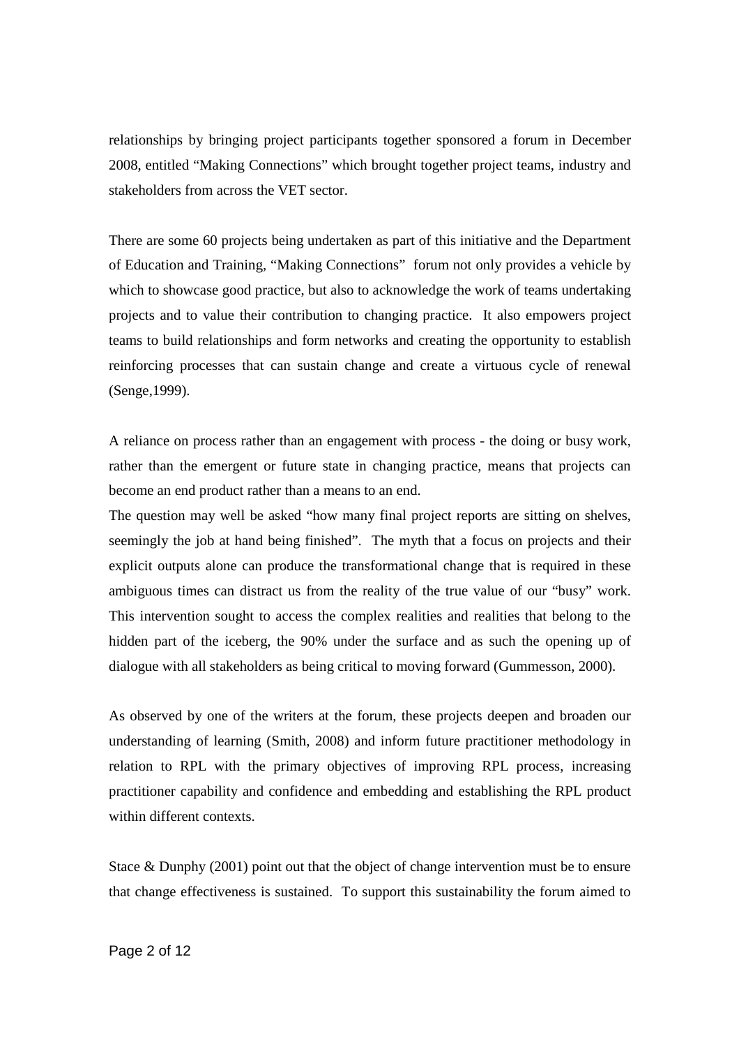relationships by bringing project participants together sponsored a forum in December 2008, entitled "Making Connections" which brought together project teams, industry and stakeholders from across the VET sector.

There are some 60 projects being undertaken as part of this initiative and the Department of Education and Training, "Making Connections" forum not only provides a vehicle by which to showcase good practice, but also to acknowledge the work of teams undertaking projects and to value their contribution to changing practice. It also empowers project teams to build relationships and form networks and creating the opportunity to establish reinforcing processes that can sustain change and create a virtuous cycle of renewal (Senge,1999).

A reliance on process rather than an engagement with process - the doing or busy work, rather than the emergent or future state in changing practice, means that projects can become an end product rather than a means to an end.

The question may well be asked "how many final project reports are sitting on shelves, seemingly the job at hand being finished". The myth that a focus on projects and their explicit outputs alone can produce the transformational change that is required in these ambiguous times can distract us from the reality of the true value of our "busy" work. This intervention sought to access the complex realities and realities that belong to the hidden part of the iceberg, the 90% under the surface and as such the opening up of dialogue with all stakeholders as being critical to moving forward (Gummesson, 2000).

As observed by one of the writers at the forum, these projects deepen and broaden our understanding of learning (Smith, 2008) and inform future practitioner methodology in relation to RPL with the primary objectives of improving RPL process, increasing practitioner capability and confidence and embedding and establishing the RPL product within different contexts.

Stace & Dunphy (2001) point out that the object of change intervention must be to ensure that change effectiveness is sustained. To support this sustainability the forum aimed to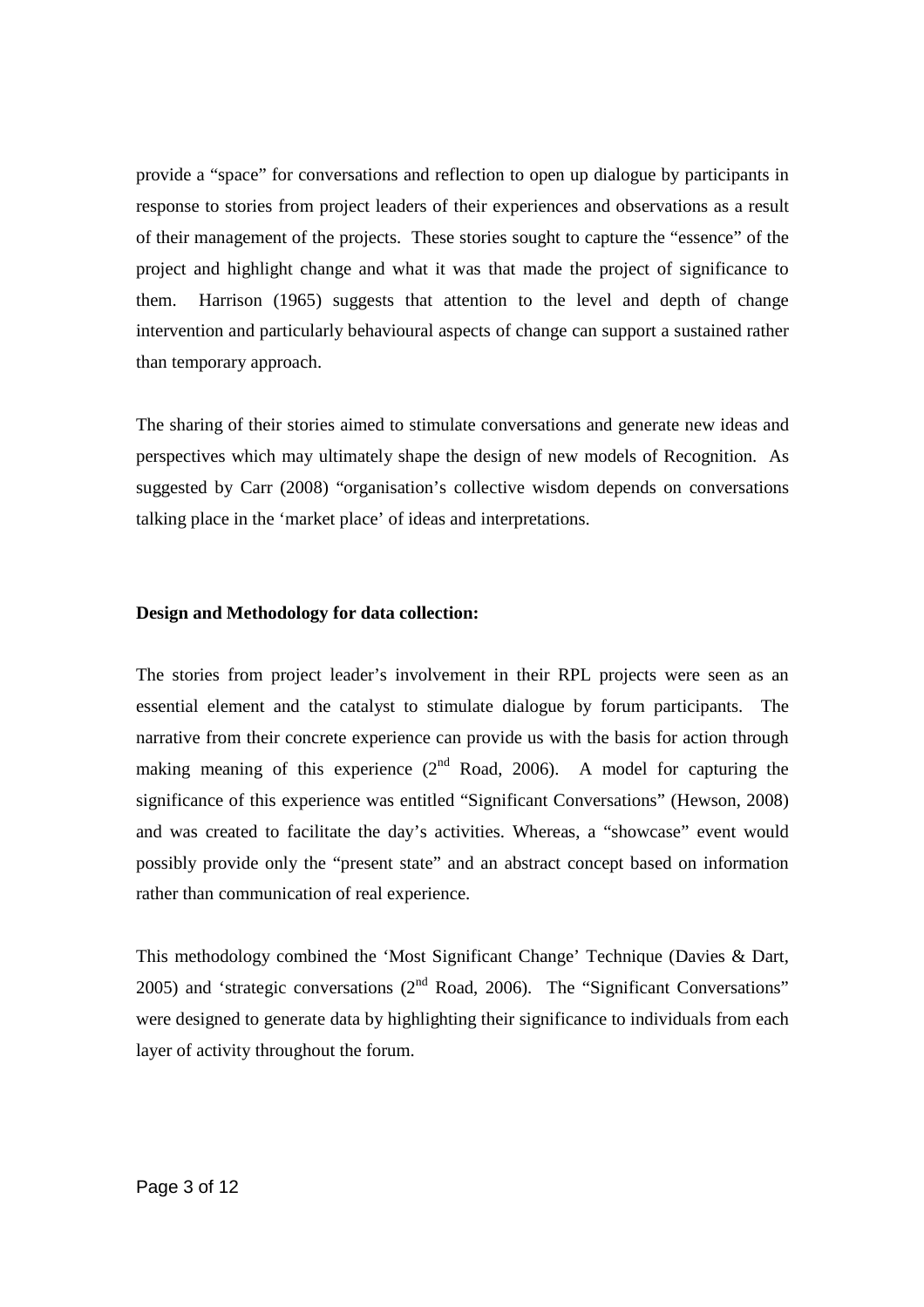provide a "space" for conversations and reflection to open up dialogue by participants in response to stories from project leaders of their experiences and observations as a result of their management of the projects. These stories sought to capture the "essence" of the project and highlight change and what it was that made the project of significance to them. Harrison (1965) suggests that attention to the level and depth of change intervention and particularly behavioural aspects of change can support a sustained rather than temporary approach.

The sharing of their stories aimed to stimulate conversations and generate new ideas and perspectives which may ultimately shape the design of new models of Recognition. As suggested by Carr (2008) "organisation's collective wisdom depends on conversations talking place in the 'market place' of ideas and interpretations.

**Design and Methodology for data collection:**

The stories from project leader's involvement in their RPL projects were seen as an essential element and the catalyst to stimulate dialogue by forum participants. The narrative from their concrete experience can provide us with the basis for action through making meaning of this experience (2nd Road, 2006). A model for capturing the significance of this experience was entitled "Significant Conversations" (Hewson, 2008) and was created to facilitate the day's activities. Whereas, a "showcase" event would possibly provide only the "present state" and an abstract concept based on information rather than communication of real experience.

This methodology combined the 'Most Significant Change' Technique (Davies & Dart, 2005) and 'strategic conversations (2nd Road, 2006). The "Significant Conversations" were designed to generate data by highlighting their significance to individuals from each layer of activity throughout the forum.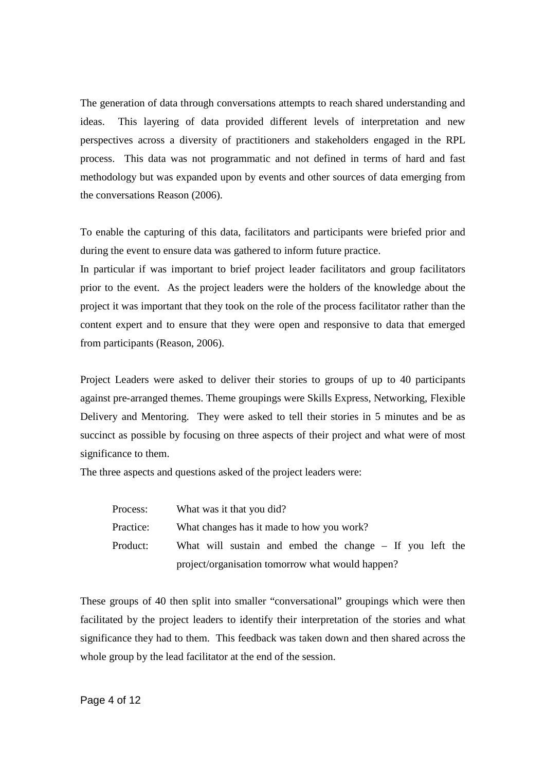The generation of data through conversations attempts to reach shared understanding and ideas. This layering of data provided different levels of interpretation and new perspectives across a diversity of practitioners and stakeholders engaged in the RPL process. This data was not programmatic and not defined in terms of hard and fast methodology but was expanded upon by events and other sources of data emerging from the conversations Reason (2006).

To enable the capturing of this data, facilitators and participants were briefed prior and during the event to ensure data was gathered to inform future practice.

In particular if was important to brief project leader facilitators and group facilitators prior to the event. As the project leaders were the holders of the knowledge about the project it was important that they took on the role of the process facilitator rather than the content expert and to ensure that they were open and responsive to data that emerged from participants (Reason, 2006).

Project Leaders were asked to deliver their stories to groups of up to 40 participants against pre-arranged themes. Theme groupings were Skills Express, Networking, Flexible Delivery and Mentoring. They were asked to tell their stories in 5 minutes and be as succinct as possible by focusing on three aspects of their project and what were of most significance to them.

The three aspects and questions asked of the project leaders were:

| | |
|---|---|
| Process: | What was it that you did? |
| Practice: | What changes has it made to how you work? |
| Product: | What will sustain and embed the change – If you left the project/organisation tomorrow what would happen? |

These groups of 40 then split into smaller "conversational" groupings which were then facilitated by the project leaders to identify their interpretation of the stories and what significance they had to them. This feedback was taken down and then shared across the whole group by the lead facilitator at the end of the session.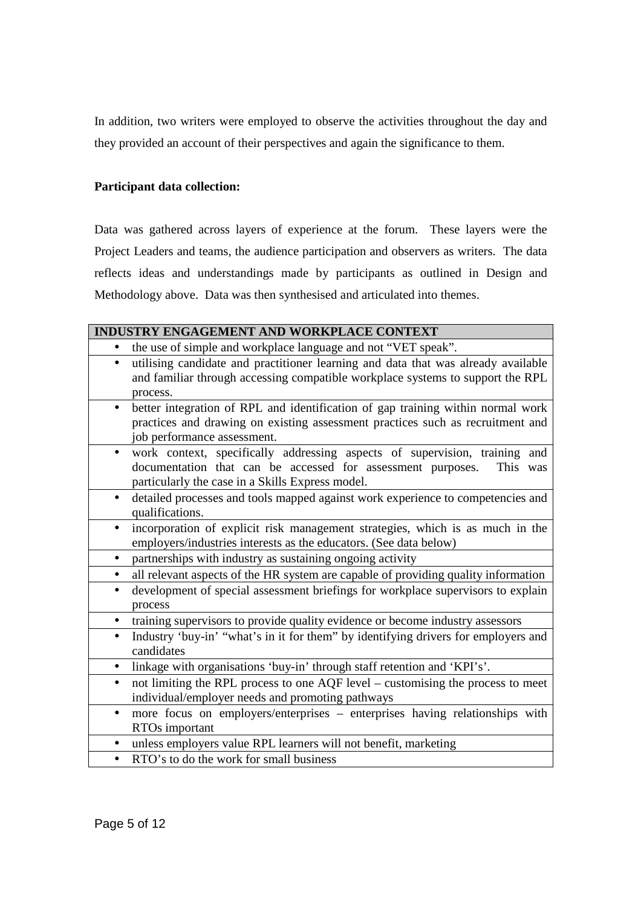In addition, two writers were employed to observe the activities throughout the day and they provided an account of their perspectives and again the significance to them.

**Participant data collection:**

Data was gathered across layers of experience at the forum. These layers were the Project Leaders and teams, the audience participation and observers as writers. The data reflects ideas and understandings made by participants as outlined in Design and Methodology above. Data was then synthesised and articulated into themes.

| INDUSTRY ENGAGEMENT AND WORKPLACE CONTEXT |
|---|
| • the use of simple and workplace language and not "VET speak". |
| • utilising candidate and practitioner learning and data that was already available and familiar through accessing compatible workplace systems to support the RPL process. |
| • better integration of RPL and identification of gap training within normal work practices and drawing on existing assessment practices such as recruitment and job performance assessment. |
| • work context, specifically addressing aspects of supervision, training and documentation that can be accessed for assessment purposes. This was particularly the case in a Skills Express model. |
| • detailed processes and tools mapped against work experience to competencies and qualifications. |
| • incorporation of explicit risk management strategies, which is as much in the employers/industries interests as the educators. (See data below) |
| • partnerships with industry as sustaining ongoing activity |
| • all relevant aspects of the HR system are capable of providing quality information |
| • development of special assessment briefings for workplace supervisors to explain process |
| • training supervisors to provide quality evidence or become industry assessors |
| • Industry 'buy-in' "what's in it for them" by identifying drivers for employers and candidates |
| • linkage with organisations 'buy-in' through staff retention and 'KPI's'. |
| • not limiting the RPL process to one AQF level – customising the process to meet individual/employer needs and promoting pathways |
| • more focus on employers/enterprises – enterprises having relationships with RTOs important |
| • unless employers value RPL learners will not benefit, marketing |
| • RTO's to do the work for small business |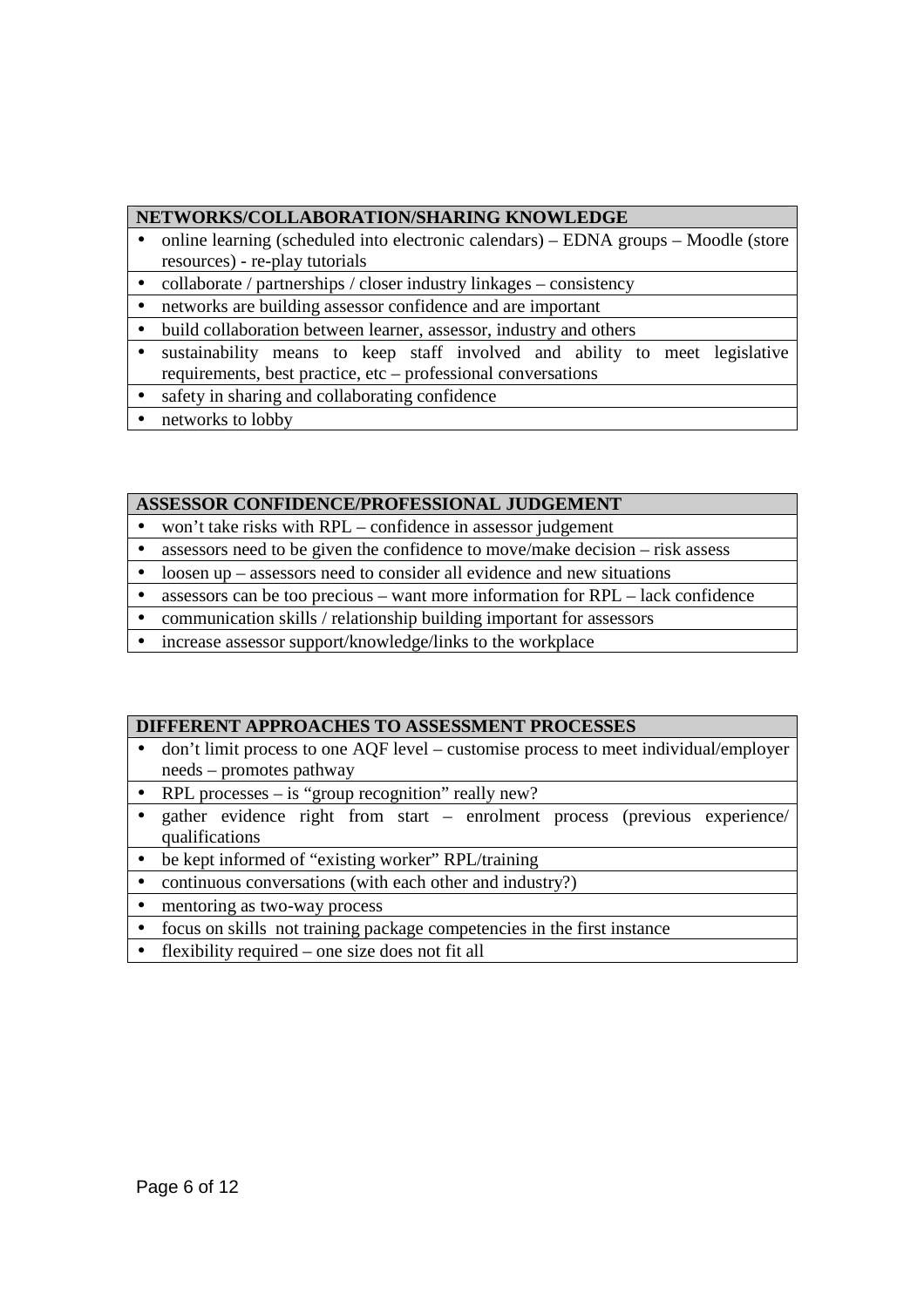| NETWORKS/COLLABORATION/SHARING KNOWLEDGE |
|---|
| • online learning (scheduled into electronic calendars) – EDNA groups – Moodle (store resources) - re-play tutorials |
| • collaborate / partnerships / closer industry linkages – consistency |
| • networks are building assessor confidence and are important |
| • build collaboration between learner, assessor, industry and others |
| • sustainability means to keep staff involved and ability to meet legislative requirements, best practice, etc – professional conversations |
| • safety in sharing and collaborating confidence |
| • networks to lobby |

| ASSESSOR CONFIDENCE/PROFESSIONAL JUDGEMENT |
|---|
| • won't take risks with RPL – confidence in assessor judgement |
| • assessors need to be given the confidence to move/make decision – risk assess |
| • loosen up – assessors need to consider all evidence and new situations |
| • assessors can be too precious – want more information for RPL – lack confidence |
| • communication skills / relationship building important for assessors |
| • increase assessor support/knowledge/links to the workplace |

| DIFFERENT APPROACHES TO ASSESSMENT PROCESSES |
|---|
| • don't limit process to one AQF level – customise process to meet individual/employer needs – promotes pathway |
| • RPL processes – is "group recognition" really new? |
| • gather evidence right from start – enrolment process (previous experience/ qualifications |
| • be kept informed of "existing worker" RPL/training |
| • continuous conversations (with each other and industry?) |
| • mentoring as two-way process |
| • focus on skills not training package competencies in the first instance |
| • flexibility required – one size does not fit all |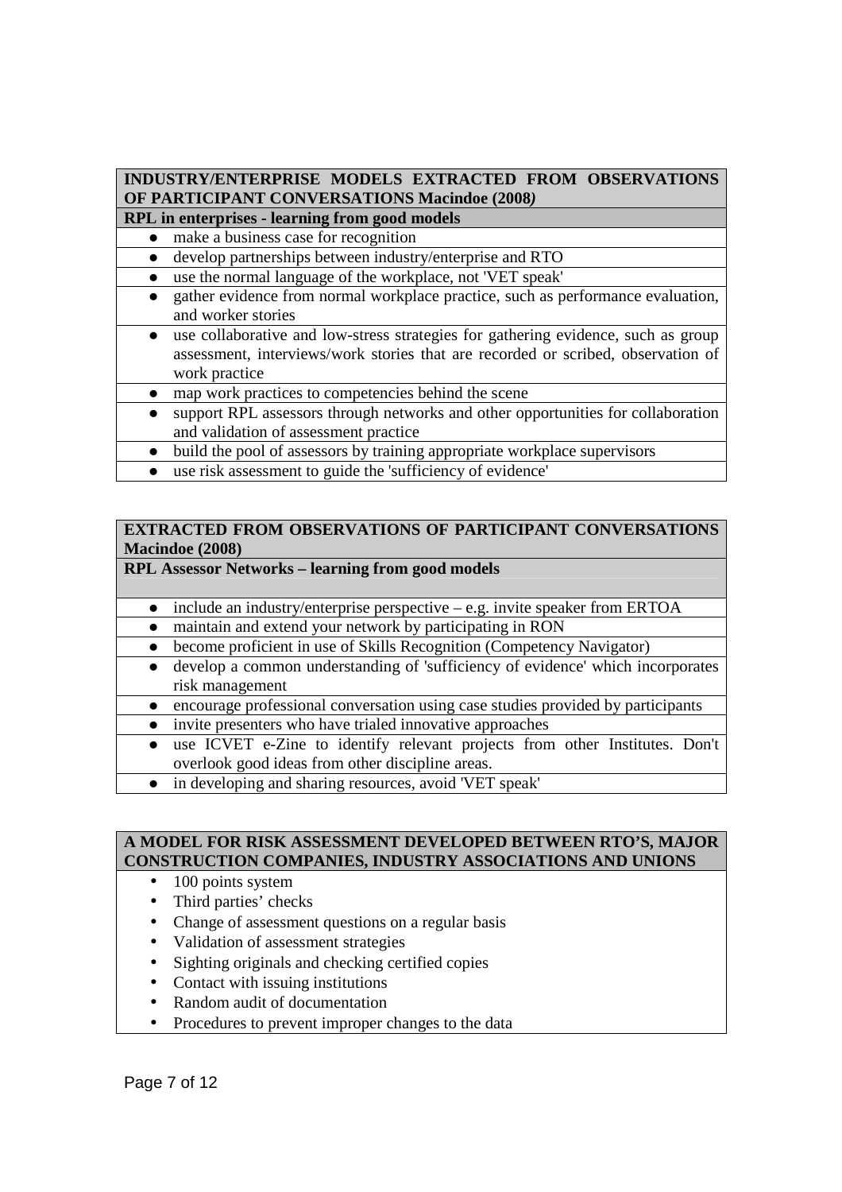| INDUSTRY/ENTERPRISE MODELS EXTRACTED FROM OBSERVATIONS OF PARTICIPANT CONVERSATIONS Macindoe (2008) |
|---|
| **RPL in enterprises - learning from good models** |
| ● make a business case for recognition |
| ● develop partnerships between industry/enterprise and RTO |
| ● use the normal language of the workplace, not 'VET speak' |
| ● gather evidence from normal workplace practice, such as performance evaluation, and worker stories |
| ● use collaborative and low-stress strategies for gathering evidence, such as group assessment, interviews/work stories that are recorded or scribed, observation of work practice |
| ● map work practices to competencies behind the scene |
| ● support RPL assessors through networks and other opportunities for collaboration and validation of assessment practice |
| ● build the pool of assessors by training appropriate workplace supervisors |
| ● use risk assessment to guide the 'sufficiency of evidence' |

| EXTRACTED FROM OBSERVATIONS OF PARTICIPANT CONVERSATIONS Macindoe (2008) |
|---|
| **RPL Assessor Networks – learning from good models** |
| ● include an industry/enterprise perspective – e.g. invite speaker from ERTOA |
| ● maintain and extend your network by participating in RON |
| ● become proficient in use of Skills Recognition (Competency Navigator) |
| ● develop a common understanding of 'sufficiency of evidence' which incorporates risk management |
| ● encourage professional conversation using case studies provided by participants |
| ● invite presenters who have trialed innovative approaches |
| ● use ICVET e-Zine to identify relevant projects from other Institutes. Don't overlook good ideas from other discipline areas. |
| ● in developing and sharing resources, avoid 'VET speak' |

| A MODEL FOR RISK ASSESSMENT DEVELOPED BETWEEN RTO'S, MAJOR CONSTRUCTION COMPANIES, INDUSTRY ASSOCIATIONS AND UNIONS |
|---|
| • 100 points system<br>• Third parties' checks<br>• Change of assessment questions on a regular basis<br>• Validation of assessment strategies<br>• Sighting originals and checking certified copies<br>• Contact with issuing institutions<br>• Random audit of documentation<br>• Procedures to prevent improper changes to the data |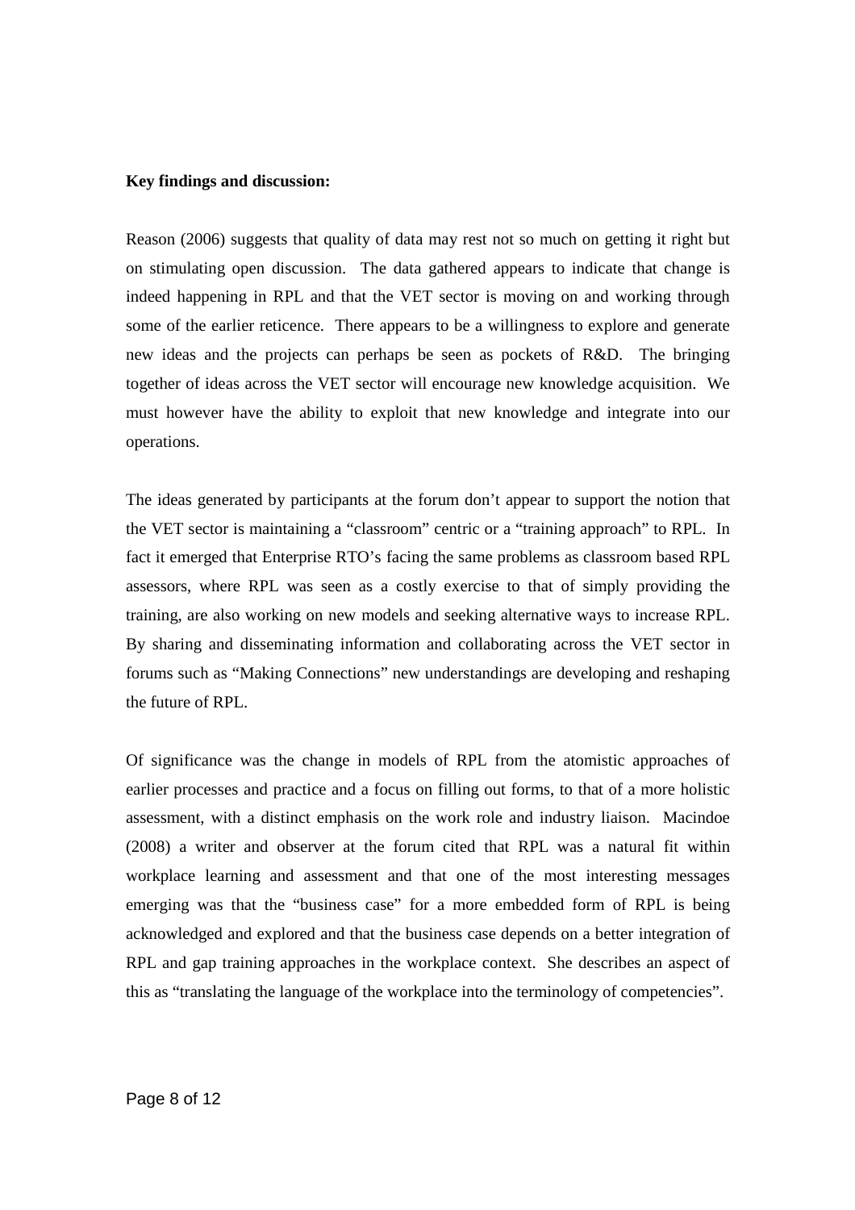**Key findings and discussion:**

Reason (2006) suggests that quality of data may rest not so much on getting it right but on stimulating open discussion. The data gathered appears to indicate that change is indeed happening in RPL and that the VET sector is moving on and working through some of the earlier reticence. There appears to be a willingness to explore and generate new ideas and the projects can perhaps be seen as pockets of R&D. The bringing together of ideas across the VET sector will encourage new knowledge acquisition. We must however have the ability to exploit that new knowledge and integrate into our operations.

The ideas generated by participants at the forum don't appear to support the notion that the VET sector is maintaining a "classroom" centric or a "training approach" to RPL. In fact it emerged that Enterprise RTO's facing the same problems as classroom based RPL assessors, where RPL was seen as a costly exercise to that of simply providing the training, are also working on new models and seeking alternative ways to increase RPL. By sharing and disseminating information and collaborating across the VET sector in forums such as "Making Connections" new understandings are developing and reshaping the future of RPL.

Of significance was the change in models of RPL from the atomistic approaches of earlier processes and practice and a focus on filling out forms, to that of a more holistic assessment, with a distinct emphasis on the work role and industry liaison. Macindoe (2008) a writer and observer at the forum cited that RPL was a natural fit within workplace learning and assessment and that one of the most interesting messages emerging was that the "business case" for a more embedded form of RPL is being acknowledged and explored and that the business case depends on a better integration of RPL and gap training approaches in the workplace context. She describes an aspect of this as "translating the language of the workplace into the terminology of competencies".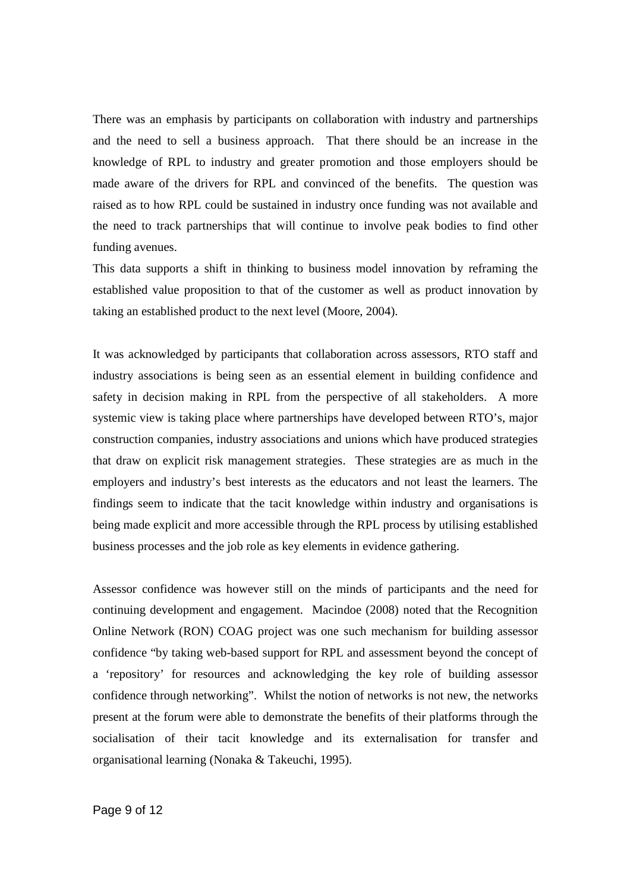There was an emphasis by participants on collaboration with industry and partnerships and the need to sell a business approach. That there should be an increase in the knowledge of RPL to industry and greater promotion and those employers should be made aware of the drivers for RPL and convinced of the benefits. The question was raised as to how RPL could be sustained in industry once funding was not available and the need to track partnerships that will continue to involve peak bodies to find other funding avenues.

This data supports a shift in thinking to business model innovation by reframing the established value proposition to that of the customer as well as product innovation by taking an established product to the next level (Moore, 2004).

It was acknowledged by participants that collaboration across assessors, RTO staff and industry associations is being seen as an essential element in building confidence and safety in decision making in RPL from the perspective of all stakeholders. A more systemic view is taking place where partnerships have developed between RTO's, major construction companies, industry associations and unions which have produced strategies that draw on explicit risk management strategies. These strategies are as much in the employers and industry's best interests as the educators and not least the learners. The findings seem to indicate that the tacit knowledge within industry and organisations is being made explicit and more accessible through the RPL process by utilising established business processes and the job role as key elements in evidence gathering.

Assessor confidence was however still on the minds of participants and the need for continuing development and engagement. Macindoe (2008) noted that the Recognition Online Network (RON) COAG project was one such mechanism for building assessor confidence "by taking web-based support for RPL and assessment beyond the concept of a 'repository' for resources and acknowledging the key role of building assessor confidence through networking". Whilst the notion of networks is not new, the networks present at the forum were able to demonstrate the benefits of their platforms through the socialisation of their tacit knowledge and its externalisation for transfer and organisational learning (Nonaka & Takeuchi, 1995).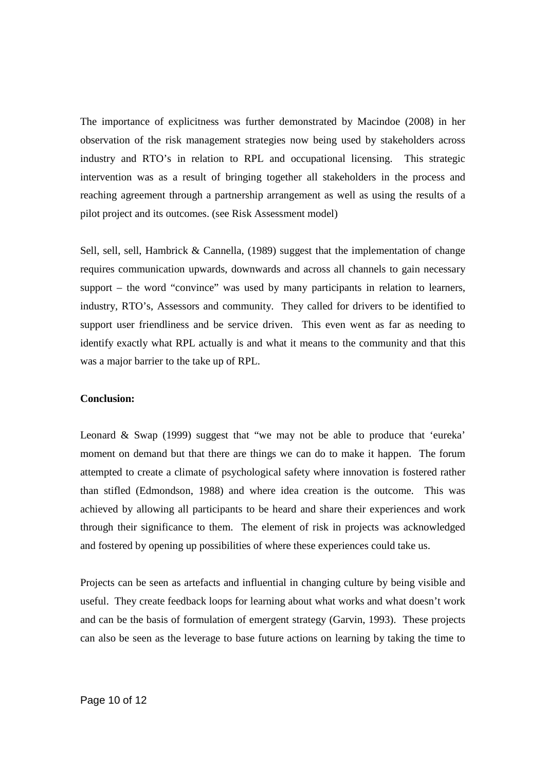The importance of explicitness was further demonstrated by Macindoe (2008) in her observation of the risk management strategies now being used by stakeholders across industry and RTO's in relation to RPL and occupational licensing. This strategic intervention was as a result of bringing together all stakeholders in the process and reaching agreement through a partnership arrangement as well as using the results of a pilot project and its outcomes. (see Risk Assessment model)

Sell, sell, sell, Hambrick & Cannella, (1989) suggest that the implementation of change requires communication upwards, downwards and across all channels to gain necessary support – the word "convince" was used by many participants in relation to learners, industry, RTO's, Assessors and community. They called for drivers to be identified to support user friendliness and be service driven. This even went as far as needing to identify exactly what RPL actually is and what it means to the community and that this was a major barrier to the take up of RPL.

**Conclusion:**

Leonard & Swap (1999) suggest that "we may not be able to produce that 'eureka' moment on demand but that there are things we can do to make it happen. The forum attempted to create a climate of psychological safety where innovation is fostered rather than stifled (Edmondson, 1988) and where idea creation is the outcome. This was achieved by allowing all participants to be heard and share their experiences and work through their significance to them. The element of risk in projects was acknowledged and fostered by opening up possibilities of where these experiences could take us.

Projects can be seen as artefacts and influential in changing culture by being visible and useful. They create feedback loops for learning about what works and what doesn't work and can be the basis of formulation of emergent strategy (Garvin, 1993). These projects can also be seen as the leverage to base future actions on learning by taking the time to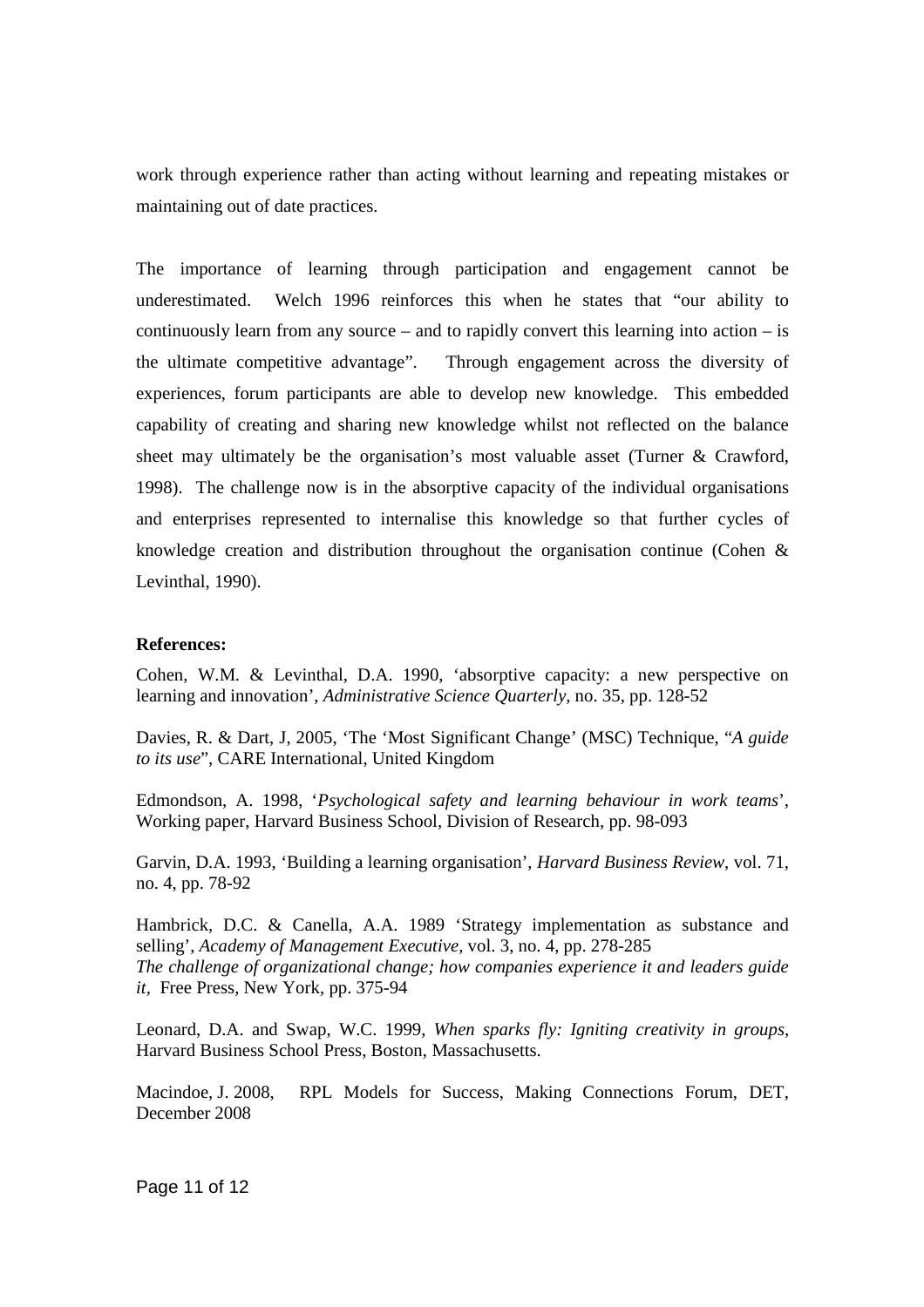work through experience rather than acting without learning and repeating mistakes or maintaining out of date practices.

The importance of learning through participation and engagement cannot be underestimated. Welch 1996 reinforces this when he states that "our ability to continuously learn from any source – and to rapidly convert this learning into action – is the ultimate competitive advantage". Through engagement across the diversity of experiences, forum participants are able to develop new knowledge. This embedded capability of creating and sharing new knowledge whilst not reflected on the balance sheet may ultimately be the organisation's most valuable asset (Turner & Crawford, 1998). The challenge now is in the absorptive capacity of the individual organisations and enterprises represented to internalise this knowledge so that further cycles of knowledge creation and distribution throughout the organisation continue (Cohen & Levinthal, 1990).

**References:**

Cohen, W.M. & Levinthal, D.A. 1990, 'absorptive capacity: a new perspective on learning and innovation', *Administrative Science Quarterly*, no. 35, pp. 128-52

Davies, R. & Dart, J, 2005, 'The 'Most Significant Change' (MSC) Technique, "*A guide to its use*", CARE International, United Kingdom

Edmondson, A. 1998, '*Psychological safety and learning behaviour in work teams*', Working paper, Harvard Business School, Division of Research, pp. 98-093

Garvin, D.A. 1993, 'Building a learning organisation', *Harvard Business Review*, vol. 71, no. 4, pp. 78-92

Hambrick, D.C. & Canella, A.A. 1989 'Strategy implementation as substance and selling', *Academy of Management Executive*, vol. 3, no. 4, pp. 278-285
*The challenge of organizational change; how companies experience it and leaders guide it*, Free Press, New York, pp. 375-94

Leonard, D.A. and Swap, W.C. 1999, *When sparks fly: Igniting creativity in groups*, Harvard Business School Press, Boston, Massachusetts.

Macindoe, J. 2008, RPL Models for Success, Making Connections Forum, DET, December 2008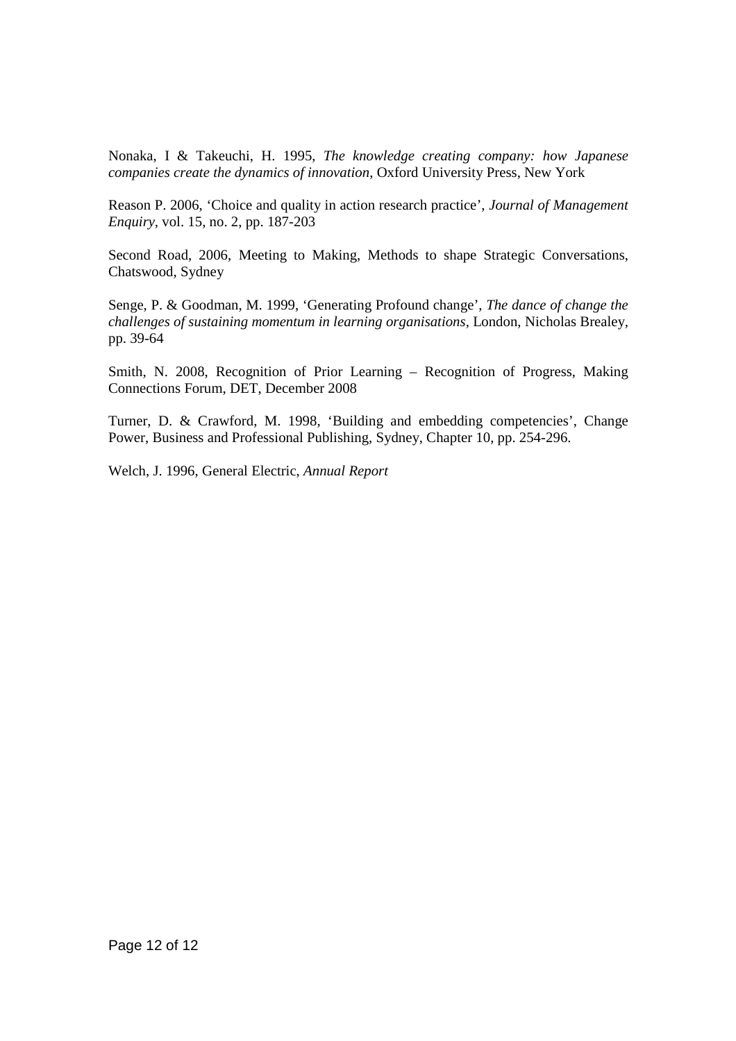Nonaka, I & Takeuchi, H. 1995, *The knowledge creating company: how Japanese companies create the dynamics of innovation*, Oxford University Press, New York

Reason P. 2006, 'Choice and quality in action research practice', *Journal of Management Enquiry*, vol. 15, no. 2, pp. 187-203

Second Road, 2006, Meeting to Making, Methods to shape Strategic Conversations, Chatswood, Sydney

Senge, P. & Goodman, M. 1999, 'Generating Profound change', *The dance of change the challenges of sustaining momentum in learning organisations*, London, Nicholas Brealey, pp. 39-64

Smith, N. 2008, Recognition of Prior Learning – Recognition of Progress, Making Connections Forum, DET, December 2008

Turner, D. & Crawford, M. 1998, 'Building and embedding competencies', Change Power, Business and Professional Publishing, Sydney, Chapter 10, pp. 254-296.

Welch, J. 1996, General Electric, *Annual Report*